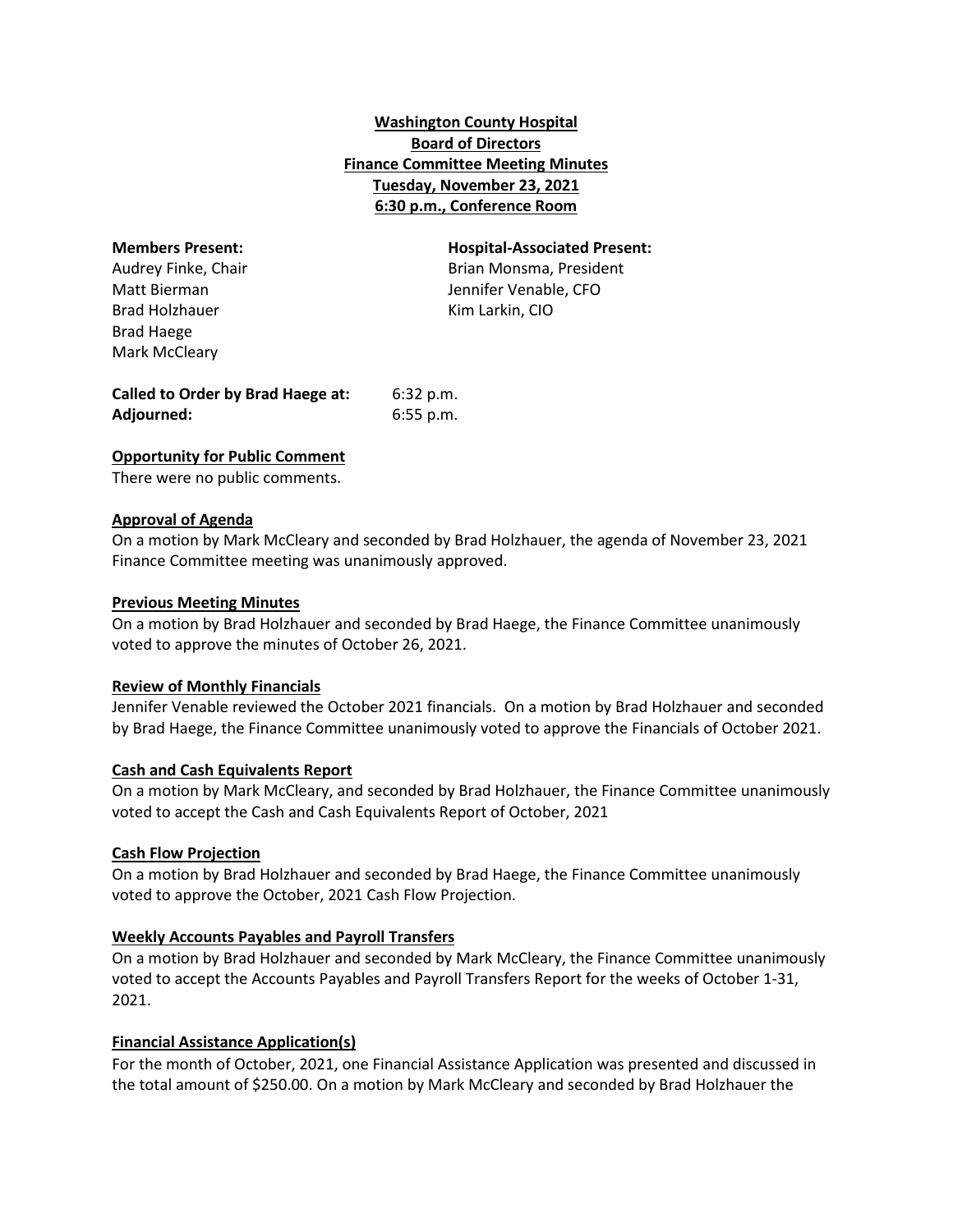**Washington County Hospital**
**Board of Directors**
**Finance Committee Meeting Minutes**
**Tuesday, November 23, 2021**
**6:30 p.m., Conference Room**

| **Members Present:** | **Hospital-Associated Present:** |
|---|---|
| Audrey Finke, Chair | Brian Monsma, President |
| Matt Bierman | Jennifer Venable, CFO |
| Brad Holzhauer | Kim Larkin, CIO |
| Brad Haege | |
| Mark McCleary | |

**Called to Order by Brad Haege at:** 6:32 p.m.
**Adjourned:** 6:55 p.m.

**Opportunity for Public Comment**

There were no public comments.

**Approval of Agenda**

On a motion by Mark McCleary and seconded by Brad Holzhauer, the agenda of November 23, 2021 Finance Committee meeting was unanimously approved.

**Previous Meeting Minutes**

On a motion by Brad Holzhauer and seconded by Brad Haege, the Finance Committee unanimously voted to approve the minutes of October 26, 2021.

**Review of Monthly Financials**

Jennifer Venable reviewed the October 2021 financials. On a motion by Brad Holzhauer and seconded by Brad Haege, the Finance Committee unanimously voted to approve the Financials of October 2021.

**Cash and Cash Equivalents Report**

On a motion by Mark McCleary, and seconded by Brad Holzhauer, the Finance Committee unanimously voted to accept the Cash and Cash Equivalents Report of October, 2021

**Cash Flow Projection**

On a motion by Brad Holzhauer and seconded by Brad Haege, the Finance Committee unanimously voted to approve the October, 2021 Cash Flow Projection.

**Weekly Accounts Payables and Payroll Transfers**

On a motion by Brad Holzhauer and seconded by Mark McCleary, the Finance Committee unanimously voted to accept the Accounts Payables and Payroll Transfers Report for the weeks of October 1-31, 2021.

**Financial Assistance Application(s)**

For the month of October, 2021, one Financial Assistance Application was presented and discussed in the total amount of $250.00. On a motion by Mark McCleary and seconded by Brad Holzhauer the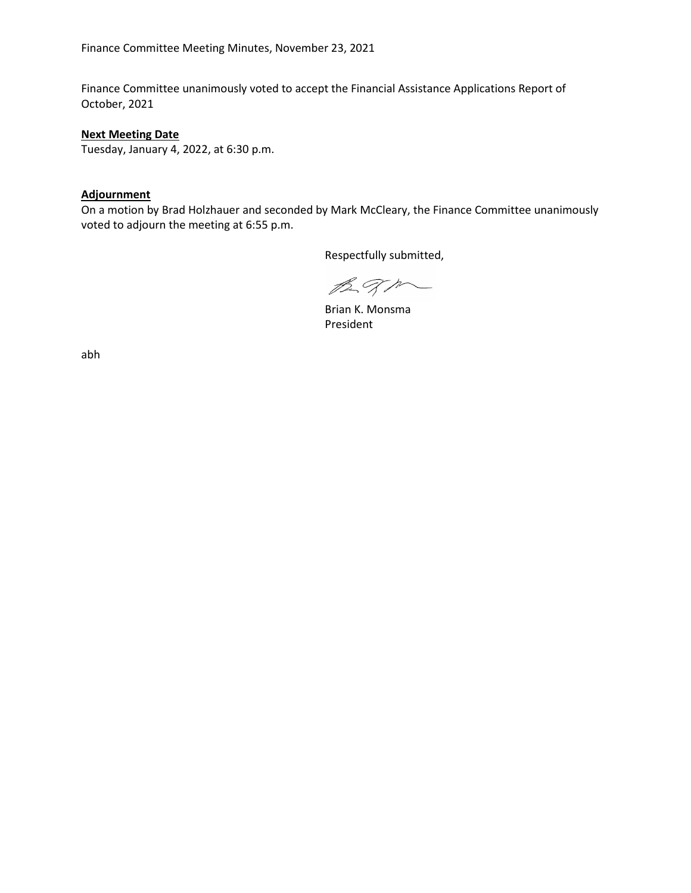Finance Committee Meeting Minutes, November 23, 2021

Finance Committee unanimously voted to accept the Financial Assistance Applications Report of October, 2021

**Next Meeting Date**

Tuesday, January 4, 2022, at 6:30 p.m.

**Adjournment**

On a motion by Brad Holzhauer and seconded by Mark McCleary, the Finance Committee unanimously voted to adjourn the meeting at 6:55 p.m.

Respectfully submitted,

Brian K. Monsma
President

abh